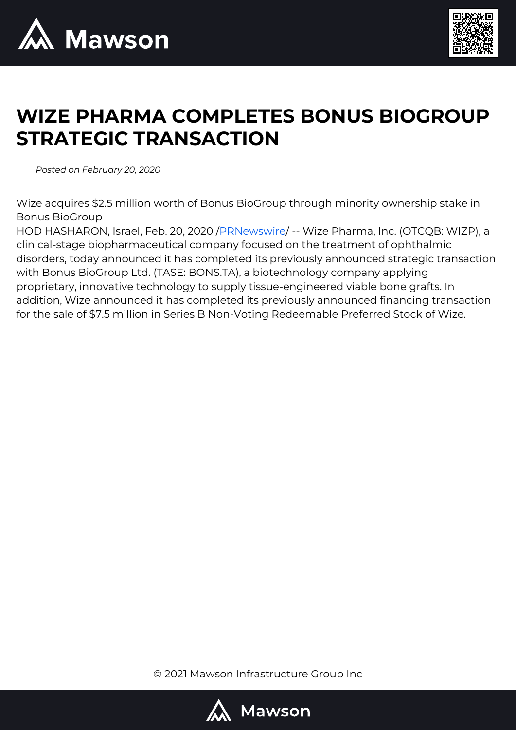# WIZE PHARMA COMPLETES BONUS BIOGROUP STRATEGIC TRANSACTION

*Posted on February 20, 2020*

Wize acquires $2.5 million worth of Bonus BioGroup through minority ownership stake in Bonus BioGroup

HOD HASHARON, Israel, Feb. 20, 2020 /PRNewswire/ -- Wize Pharma, Inc. (OTCQB: WIZP), a clinical-stage biopharmaceutical company focused on the treatment of ophthalmic disorders, today announced it has completed its previously announced strategic transaction with Bonus BioGroup Ltd. (TASE: BONS.TA), a biotechnology company applying proprietary, innovative technology to supply tissue-engineered viable bone grafts. In addition, Wize announced it has completed its previously announced financing transaction for the sale of $7.5 million in Series B Non-Voting Redeemable Preferred Stock of Wize.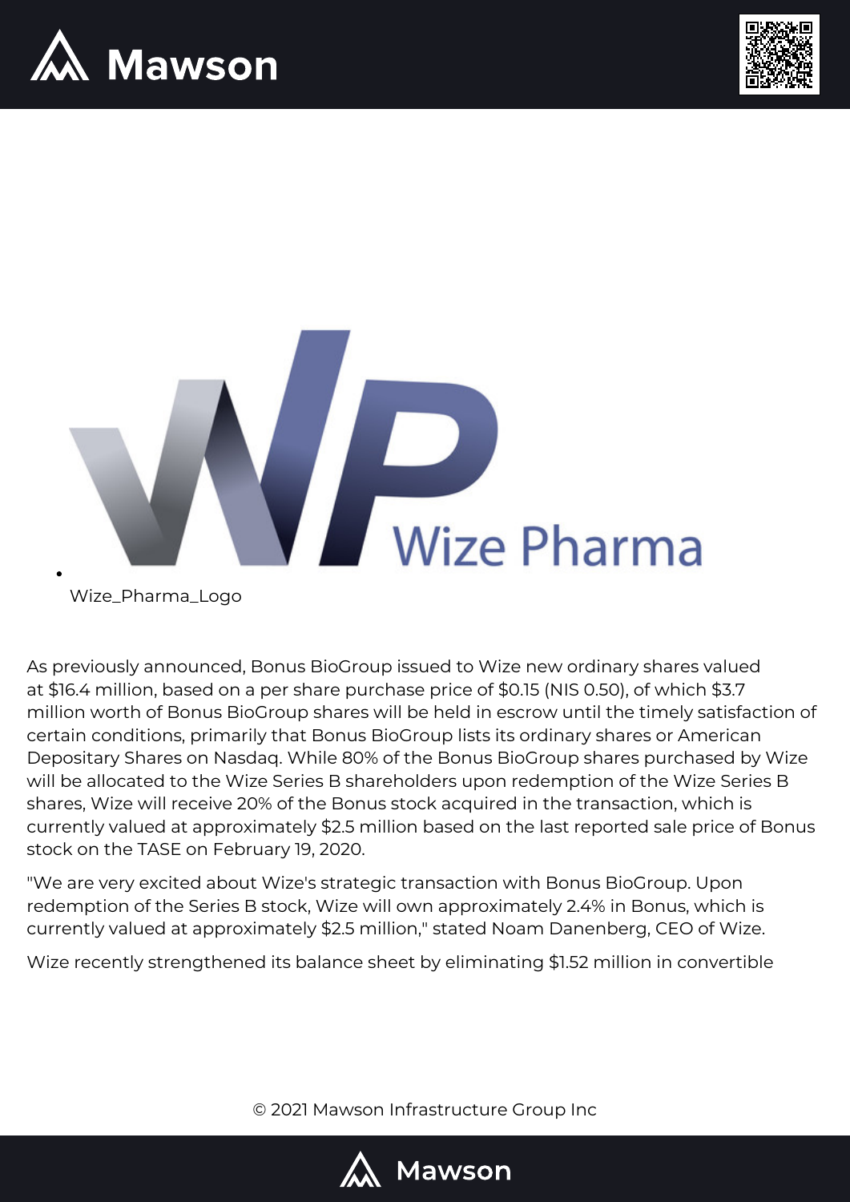- Wize_Pharma_Logo

As previously announced, Bonus BioGroup issued to Wize new ordinary shares valued at $16.4 million, based on a per share purchase price of $0.15 (NIS 0.50), of which $3.7 million worth of Bonus BioGroup shares will be held in escrow until the timely satisfaction of certain conditions, primarily that Bonus BioGroup lists its ordinary shares or American Depositary Shares on Nasdaq. While 80% of the Bonus BioGroup shares purchased by Wize will be allocated to the Wize Series B shareholders upon redemption of the Wize Series B shares, Wize will receive 20% of the Bonus stock acquired in the transaction, which is currently valued at approximately $2.5 million based on the last reported sale price of Bonus stock on the TASE on February 19, 2020.

"We are very excited about Wize's strategic transaction with Bonus BioGroup. Upon redemption of the Series B stock, Wize will own approximately 2.4% in Bonus, which is currently valued at approximately $2.5 million," stated Noam Danenberg, CEO of Wize.

Wize recently strengthened its balance sheet by eliminating $1.52 million in convertible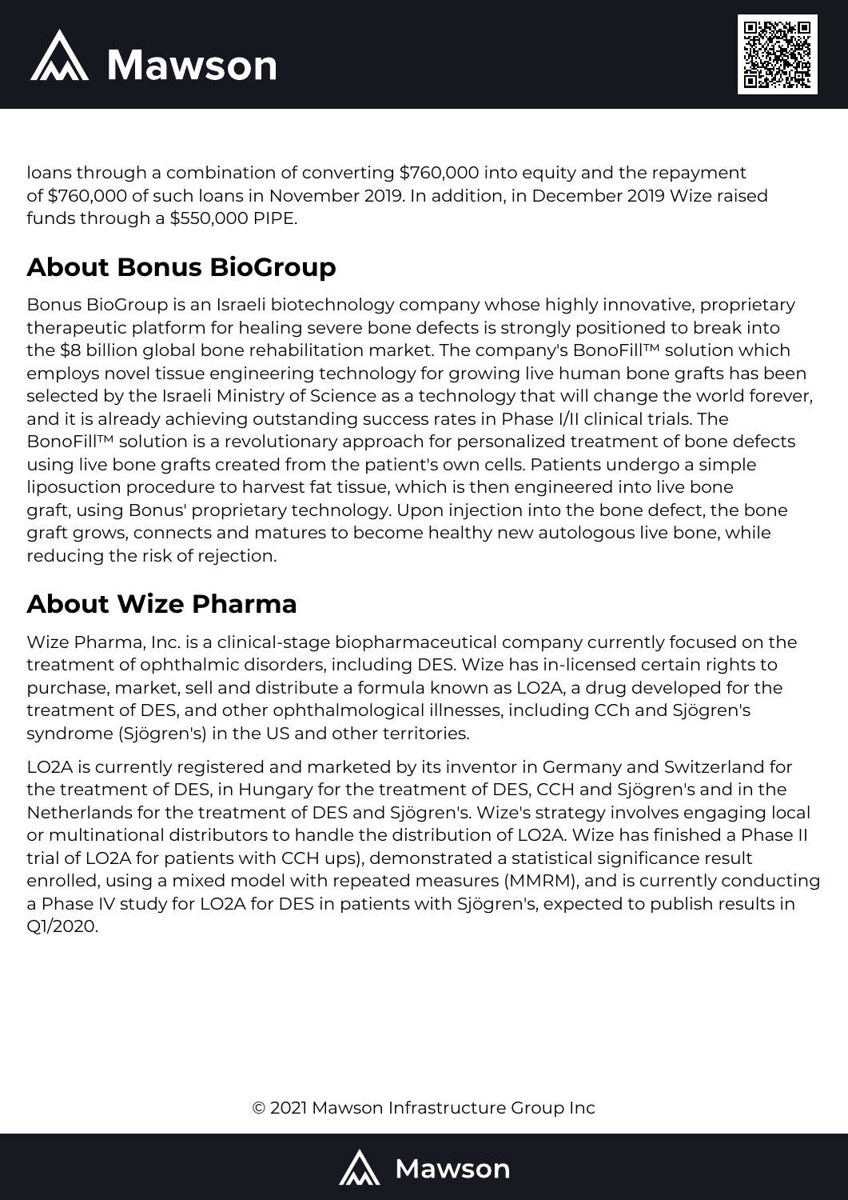loans through a combination of converting $760,000 into equity and the repayment of $760,000 of such loans in November 2019. In addition, in December 2019 Wize raised funds through a $550,000 PIPE.

## About Bonus BioGroup

Bonus BioGroup is an Israeli biotechnology company whose highly innovative, proprietary therapeutic platform for healing severe bone defects is strongly positioned to break into the $8 billion global bone rehabilitation market. The company's BonoFill™ solution which employs novel tissue engineering technology for growing live human bone grafts has been selected by the Israeli Ministry of Science as a technology that will change the world forever, and it is already achieving outstanding success rates in Phase I/II clinical trials. The BonoFill™ solution is a revolutionary approach for personalized treatment of bone defects using live bone grafts created from the patient's own cells. Patients undergo a simple liposuction procedure to harvest fat tissue, which is then engineered into live bone graft, using Bonus' proprietary technology. Upon injection into the bone defect, the bone graft grows, connects and matures to become healthy new autologous live bone, while reducing the risk of rejection.

## About Wize Pharma

Wize Pharma, Inc. is a clinical-stage biopharmaceutical company currently focused on the treatment of ophthalmic disorders, including DES. Wize has in-licensed certain rights to purchase, market, sell and distribute a formula known as LO2A, a drug developed for the treatment of DES, and other ophthalmological illnesses, including CCh and Sjögren's syndrome (Sjögren's) in the US and other territories.

LO2A is currently registered and marketed by its inventor in Germany and Switzerland for the treatment of DES, in Hungary for the treatment of DES, CCH and Sjögren's and in the Netherlands for the treatment of DES and Sjögren's. Wize's strategy involves engaging local or multinational distributors to handle the distribution of LO2A. Wize has finished a Phase II trial of LO2A for patients with CCH ups), demonstrated a statistical significance result enrolled, using a mixed model with repeated measures (MMRM), and is currently conducting a Phase IV study for LO2A for DES in patients with Sjögren's, expected to publish results in Q1/2020.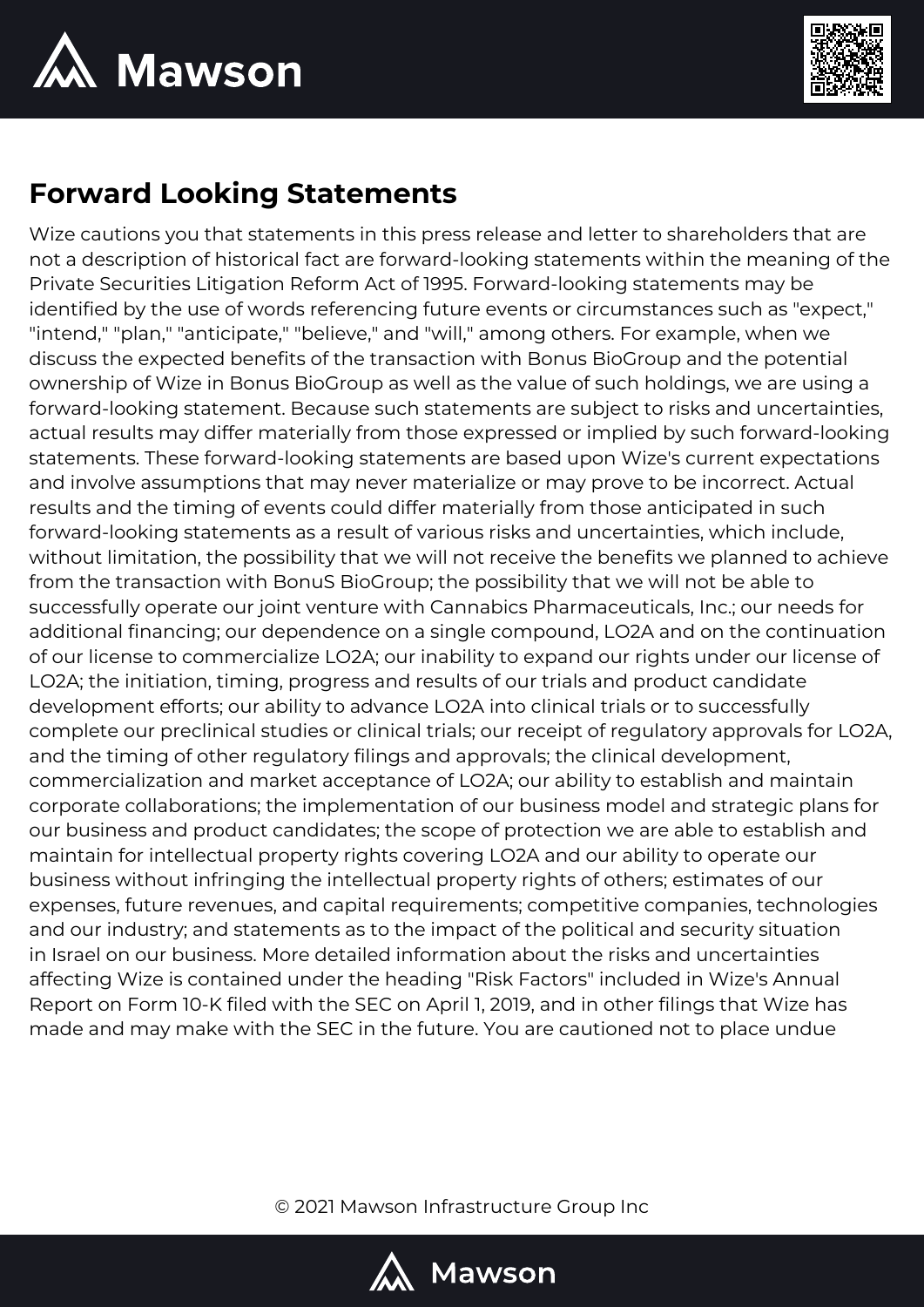## Forward Looking Statements

Wize cautions you that statements in this press release and letter to shareholders that are not a description of historical fact are forward-looking statements within the meaning of the Private Securities Litigation Reform Act of 1995. Forward-looking statements may be identified by the use of words referencing future events or circumstances such as "expect," "intend," "plan," "anticipate," "believe," and "will," among others. For example, when we discuss the expected benefits of the transaction with Bonus BioGroup and the potential ownership of Wize in Bonus BioGroup as well as the value of such holdings, we are using a forward-looking statement. Because such statements are subject to risks and uncertainties, actual results may differ materially from those expressed or implied by such forward-looking statements. These forward-looking statements are based upon Wize's current expectations and involve assumptions that may never materialize or may prove to be incorrect. Actual results and the timing of events could differ materially from those anticipated in such forward-looking statements as a result of various risks and uncertainties, which include, without limitation, the possibility that we will not receive the benefits we planned to achieve from the transaction with BonuS BioGroup; the possibility that we will not be able to successfully operate our joint venture with Cannabics Pharmaceuticals, Inc.; our needs for additional financing; our dependence on a single compound, LO2A and on the continuation of our license to commercialize LO2A; our inability to expand our rights under our license of LO2A; the initiation, timing, progress and results of our trials and product candidate development efforts; our ability to advance LO2A into clinical trials or to successfully complete our preclinical studies or clinical trials; our receipt of regulatory approvals for LO2A, and the timing of other regulatory filings and approvals; the clinical development, commercialization and market acceptance of LO2A; our ability to establish and maintain corporate collaborations; the implementation of our business model and strategic plans for our business and product candidates; the scope of protection we are able to establish and maintain for intellectual property rights covering LO2A and our ability to operate our business without infringing the intellectual property rights of others; estimates of our expenses, future revenues, and capital requirements; competitive companies, technologies and our industry; and statements as to the impact of the political and security situation in Israel on our business. More detailed information about the risks and uncertainties affecting Wize is contained under the heading "Risk Factors" included in Wize's Annual Report on Form 10-K filed with the SEC on April 1, 2019, and in other filings that Wize has made and may make with the SEC in the future. You are cautioned not to place undue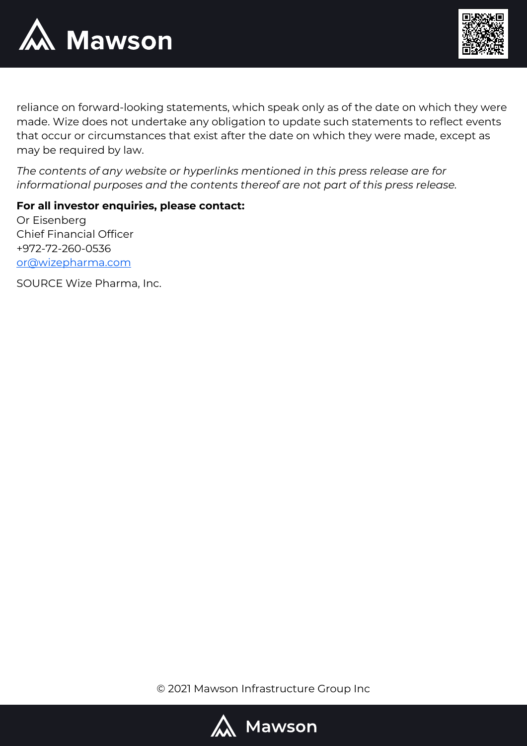reliance on forward-looking statements, which speak only as of the date on which they were made. Wize does not undertake any obligation to update such statements to reflect events that occur or circumstances that exist after the date on which they were made, except as may be required by law.

*The contents of any website or hyperlinks mentioned in this press release are for informational purposes and the contents thereof are not part of this press release.*

**For all investor enquiries, please contact:**
Or Eisenberg
Chief Financial Officer
+972-72-260-0536
or@wizepharma.com

SOURCE Wize Pharma, Inc.